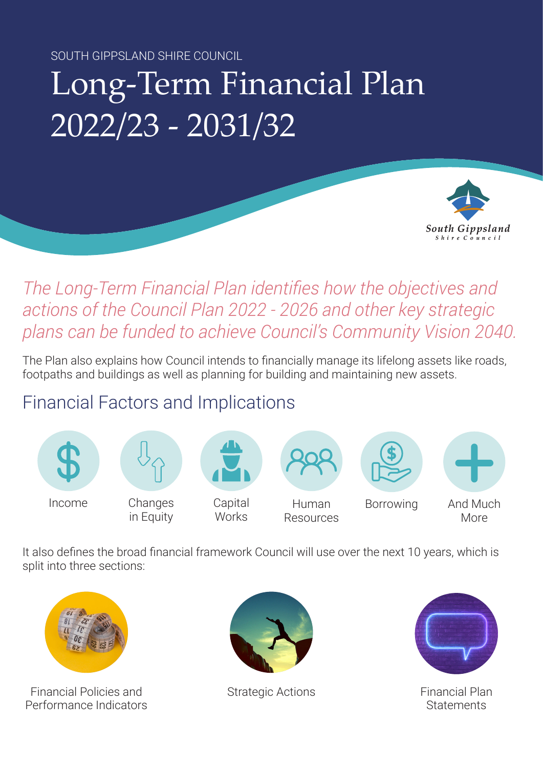SOUTH GIPPSLAND SHIRE COUNCIL

# Long-Term Financial Plan 2022/23 - 2031/32

*The Long-Term Financial Plan identifies how the objectives and actions of the Council Plan 2022 - 2026 and other key strategic plans can be funded to achieve Council's Community Vision 2040.*

The Plan also explains how Council intends to financially manage its lifelong assets like roads, footpaths and buildings as well as planning for building and maintaining new assets.

## Financial Factors and Implications

- Income
- Changes in Equity
- Capital Works
- Human Resources
- Borrowing
- And Much More

It also defines the broad financial framework Council will use over the next 10 years, which is split into three sections:

- Financial Policies and Performance Indicators
- Strategic Actions
- Financial Plan Statements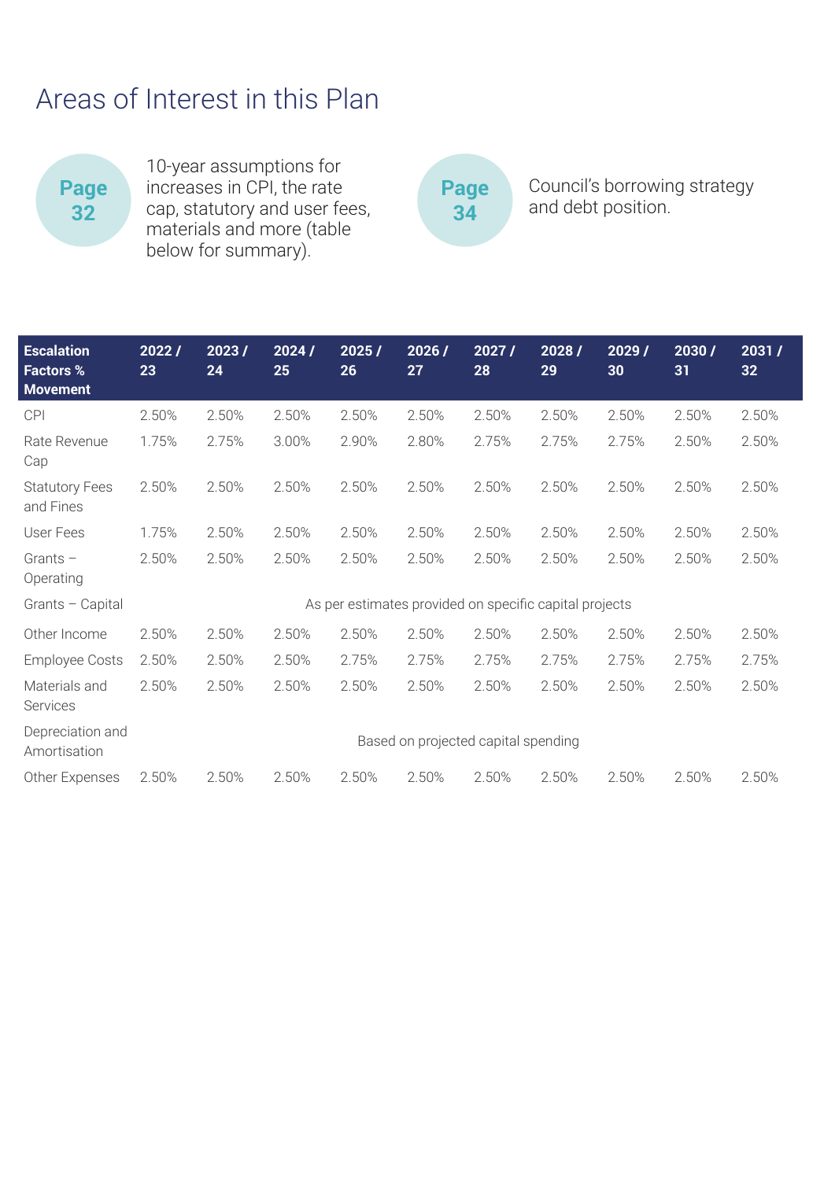# Areas of Interest in this Plan

**Page 32**

10-year assumptions for increases in CPI, the rate cap, statutory and user fees, materials and more (table below for summary).

**Page 34**

Council's borrowing strategy and debt position.

| Escalation Factors % Movement | 2022 / 23 | 2023 / 24 | 2024 / 25 | 2025 / 26 | 2026 / 27 | 2027 / 28 | 2028 / 29 | 2029 / 30 | 2030 / 31 | 2031 / 32 |
|---|---|---|---|---|---|---|---|---|---|---|
| CPI | 2.50% | 2.50% | 2.50% | 2.50% | 2.50% | 2.50% | 2.50% | 2.50% | 2.50% | 2.50% |
| Rate Revenue Cap | 1.75% | 2.75% | 3.00% | 2.90% | 2.80% | 2.75% | 2.75% | 2.75% | 2.50% | 2.50% |
| Statutory Fees and Fines | 2.50% | 2.50% | 2.50% | 2.50% | 2.50% | 2.50% | 2.50% | 2.50% | 2.50% | 2.50% |
| User Fees | 1.75% | 2.50% | 2.50% | 2.50% | 2.50% | 2.50% | 2.50% | 2.50% | 2.50% | 2.50% |
| Grants – Operating | 2.50% | 2.50% | 2.50% | 2.50% | 2.50% | 2.50% | 2.50% | 2.50% | 2.50% | 2.50% |
| Grants – Capital | As per estimates provided on specific capital projects | | | | | | | | | |
| Other Income | 2.50% | 2.50% | 2.50% | 2.50% | 2.50% | 2.50% | 2.50% | 2.50% | 2.50% | 2.50% |
| Employee Costs | 2.50% | 2.50% | 2.50% | 2.75% | 2.75% | 2.75% | 2.75% | 2.75% | 2.75% | 2.75% |
| Materials and Services | 2.50% | 2.50% | 2.50% | 2.50% | 2.50% | 2.50% | 2.50% | 2.50% | 2.50% | 2.50% |
| Depreciation and Amortisation | Based on projected capital spending | | | | | | | | | |
| Other Expenses | 2.50% | 2.50% | 2.50% | 2.50% | 2.50% | 2.50% | 2.50% | 2.50% | 2.50% | 2.50% |